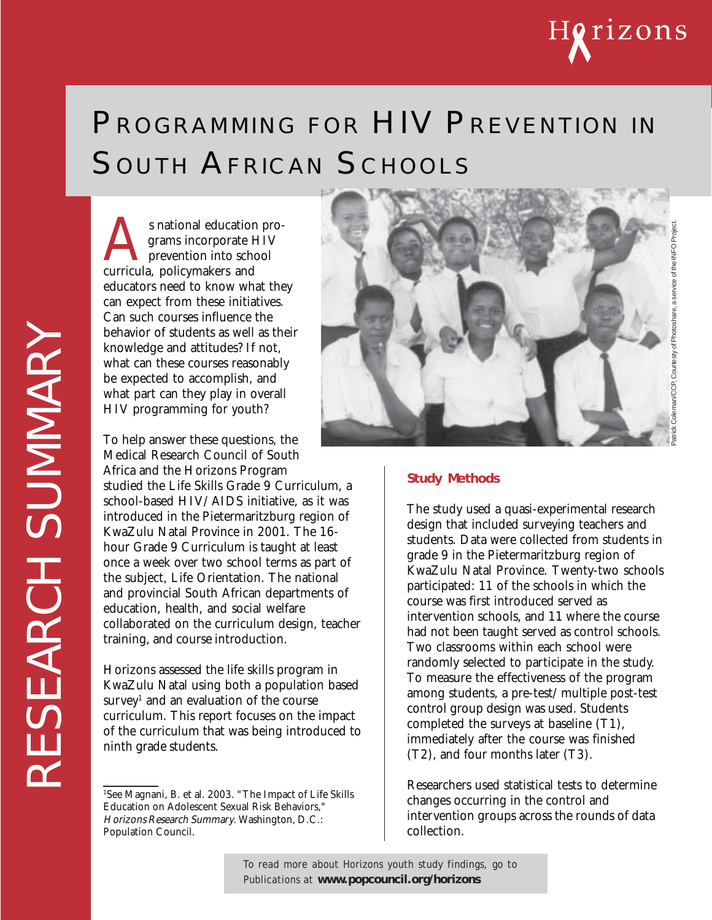# PROGRAMMING FOR HIV PREVENTION IN SOUTH AFRICAN SCHOOLS

RESEARCH SUMMARY

As national education programs incorporate HIV prevention into school curricula, policymakers and educators need to know what they can expect from these initiatives. Can such courses influence the behavior of students as well as their knowledge and attitudes? If not, what can these courses reasonably be expected to accomplish, and what part can they play in overall HIV programming for youth?

To help answer these questions, the Medical Research Council of South Africa and the Horizons Program studied the Life Skills Grade 9 Curriculum, a school-based HIV/AIDS initiative, as it was introduced in the Pietermaritzburg region of KwaZulu Natal Province in 2001. The 16-hour Grade 9 Curriculum is taught at least once a week over two school terms as part of the subject, Life Orientation. The national and provincial South African departments of education, health, and social welfare collaborated on the curriculum design, teacher training, and course introduction.

Horizons assessed the life skills program in KwaZulu Natal using both a population based survey[1] and an evaluation of the course curriculum. This report focuses on the impact of the curriculum that was being introduced to ninth grade students.

[1]See Magnani, B. et al. 2003. "The Impact of Life Skills Education on Adolescent Sexual Risk Behaviors," *Horizons Research Summary*. Washington, D.C.: Population Council.

Patrick Coleman/CCP, Courtesy of Photoshare, a service of the INFO Project.

## Study Methods

The study used a quasi-experimental research design that included surveying teachers and students. Data were collected from students in grade 9 in the Pietermaritzburg region of KwaZulu Natal Province. Twenty-two schools participated: 11 of the schools in which the course was first introduced served as intervention schools, and 11 where the course had not been taught served as control schools. Two classrooms within each school were randomly selected to participate in the study. To measure the effectiveness of the program among students, a pre-test/multiple post-test control group design was used. Students completed the surveys at baseline (T1), immediately after the course was finished (T2), and four months later (T3).

Researchers used statistical tests to determine changes occurring in the control and intervention groups across the rounds of data collection.

To read more about Horizons youth study findings, go to Publications at **www.popcouncil.org/horizons**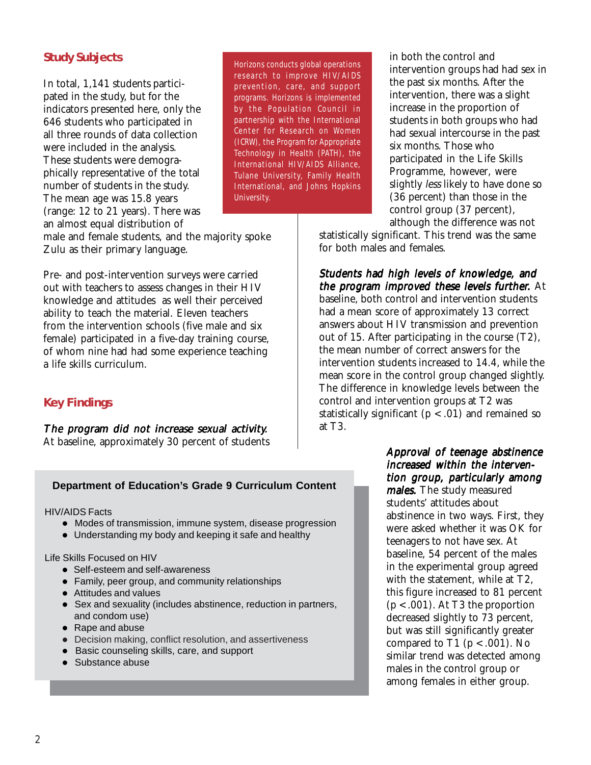## Study Subjects

In total, 1,141 students participated in the study, but for the indicators presented here, only the 646 students who participated in all three rounds of data collection were included in the analysis. These students were demographically representative of the total number of students in the study. The mean age was 15.8 years (range: 12 to 21 years). There was an almost equal distribution of male and female students, and the majority spoke Zulu as their primary language.

Pre- and post-intervention surveys were carried out with teachers to assess changes in their HIV knowledge and attitudes as well their perceived ability to teach the material. Eleven teachers from the intervention schools (five male and six female) participated in a five-day training course, of whom nine had had some experience teaching a life skills curriculum.

> Horizons conducts global operations research to improve HIV/AIDS prevention, care, and support programs. Horizons is implemented by the Population Council in partnership with the International Center for Research on Women (ICRW), the Program for Appropriate Technology in Health (PATH), the International HIV/AIDS Alliance, Tulane University, Family Health International, and Johns Hopkins University.

## Key Findings

*The program did not increase sexual activity.* At baseline, approximately 30 percent of students in both the control and intervention groups had had sex in the past six months. After the intervention, there was a slight increase in the proportion of students in both groups who had had sexual intercourse in the past six months. Those who participated in the Life Skills Programme, however, were slightly *less* likely to have done so (36 percent) than those in the control group (37 percent), although the difference was not statistically significant. This trend was the same for both males and females.

*Students had high levels of knowledge, and the program improved these levels further.* At baseline, both control and intervention students had a mean score of approximately 13 correct answers about HIV transmission and prevention out of 15. After participating in the course (T2), the mean number of correct answers for the intervention students increased to 14.4, while the mean score in the control group changed slightly. The difference in knowledge levels between the control and intervention groups at T2 was statistically significant ($p < .01$) and remained so at T3.

*Approval of teenage abstinence increased within the intervention group, particularly among males.* The study measured students' attitudes about abstinence in two ways. First, they were asked whether it was OK for teenagers to not have sex. At baseline, 54 percent of the males in the experimental group agreed with the statement, while at T2, this figure increased to 81 percent ($p < .001$). At T3 the proportion decreased slightly to 73 percent, but was still significantly greater compared to T1 ($p < .001$). No similar trend was detected among males in the control group or among females in either group.

### Department of Education's Grade 9 Curriculum Content

HIV/AIDS Facts

- Modes of transmission, immune system, disease progression
- Understanding my body and keeping it safe and healthy

Life Skills Focused on HIV

- Self-esteem and self-awareness
- Family, peer group, and community relationships
- Attitudes and values
- Sex and sexuality (includes abstinence, reduction in partners, and condom use)
- Rape and abuse
- Decision making, conflict resolution, and assertiveness
- Basic counseling skills, care, and support
- Substance abuse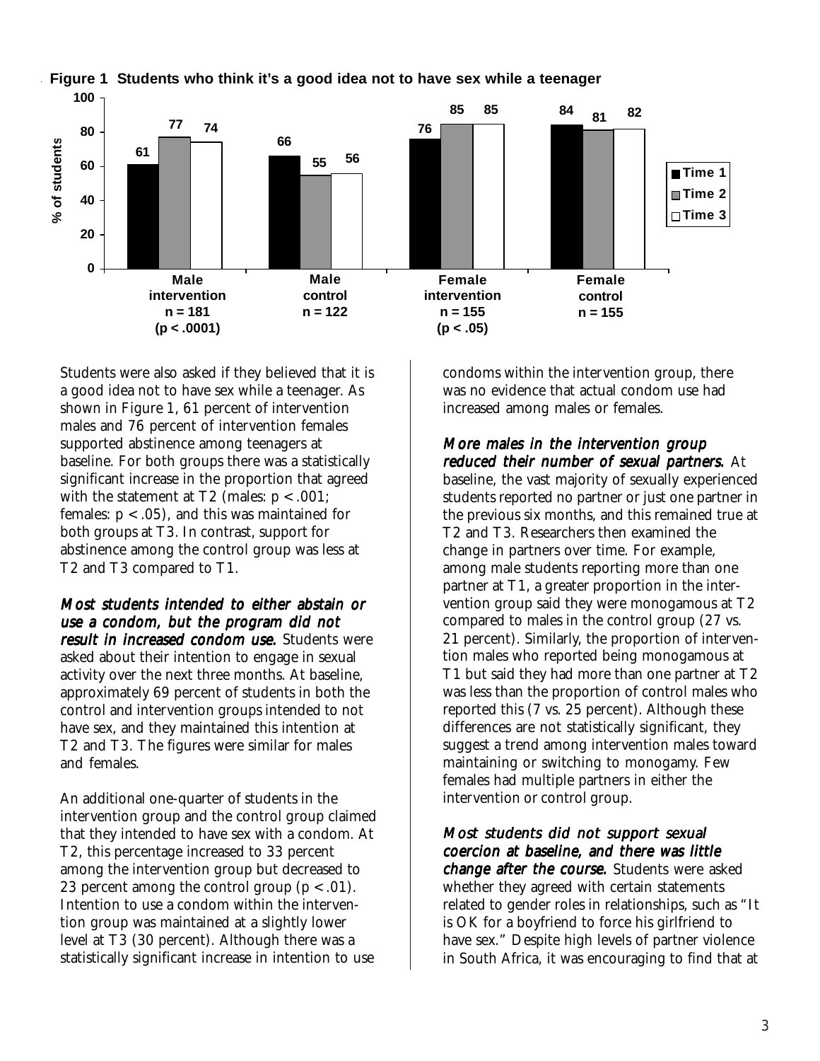**Figure 1 Students who think it's a good idea not to have sex while a teenager**

| % of students | Time 1 | Time 2 | Time 3 |
|---|---|---|---|
| Male intervention n = 181 ($p < .0001$) | 61 | 77 | 74 |
| Male control n = 122 | 66 | 55 | 56 |
| Female intervention n = 155 ($p < .05$) | 76 | 85 | 85 |
| Female control n = 155 | 84 | 81 | 82 |

Students were also asked if they believed that it is a good idea not to have sex while a teenager. As shown in Figure 1, 61 percent of intervention males and 76 percent of intervention females supported abstinence among teenagers at baseline. For both groups there was a statistically significant increase in the proportion that agreed with the statement at T2 (males: $p < .001$; females: $p < .05$), and this was maintained for both groups at T3. In contrast, support for abstinence among the control group was less at T2 and T3 compared to T1.

***Most students intended to either abstain or use a condom, but the program did not result in increased condom use.*** Students were asked about their intention to engage in sexual activity over the next three months. At baseline, approximately 69 percent of students in both the control and intervention groups intended to not have sex, and they maintained this intention at T2 and T3. The figures were similar for males and females.

An additional one-quarter of students in the intervention group and the control group claimed that they intended to have sex with a condom. At T2, this percentage increased to 33 percent among the intervention group but decreased to 23 percent among the control group ($p < .01$). Intention to use a condom within the intervention group was maintained at a slightly lower level at T3 (30 percent). Although there was a statistically significant increase in intention to use condoms within the intervention group, there was no evidence that actual condom use had increased among males or females.

***More males in the intervention group reduced their number of sexual partners.*** At baseline, the vast majority of sexually experienced students reported no partner or just one partner in the previous six months, and this remained true at T2 and T3. Researchers then examined the change in partners over time. For example, among male students reporting more than one partner at T1, a greater proportion in the intervention group said they were monogamous at T2 compared to males in the control group (27 vs. 21 percent). Similarly, the proportion of intervention males who reported being monogamous at T1 but said they had more than one partner at T2 was less than the proportion of control males who reported this (7 vs. 25 percent). Although these differences are not statistically significant, they suggest a trend among intervention males toward maintaining or switching to monogamy. Few females had multiple partners in either the intervention or control group.

***Most students did not support sexual coercion at baseline, and there was little change after the course.*** Students were asked whether they agreed with certain statements related to gender roles in relationships, such as "It is OK for a boyfriend to force his girlfriend to have sex." Despite high levels of partner violence in South Africa, it was encouraging to find that at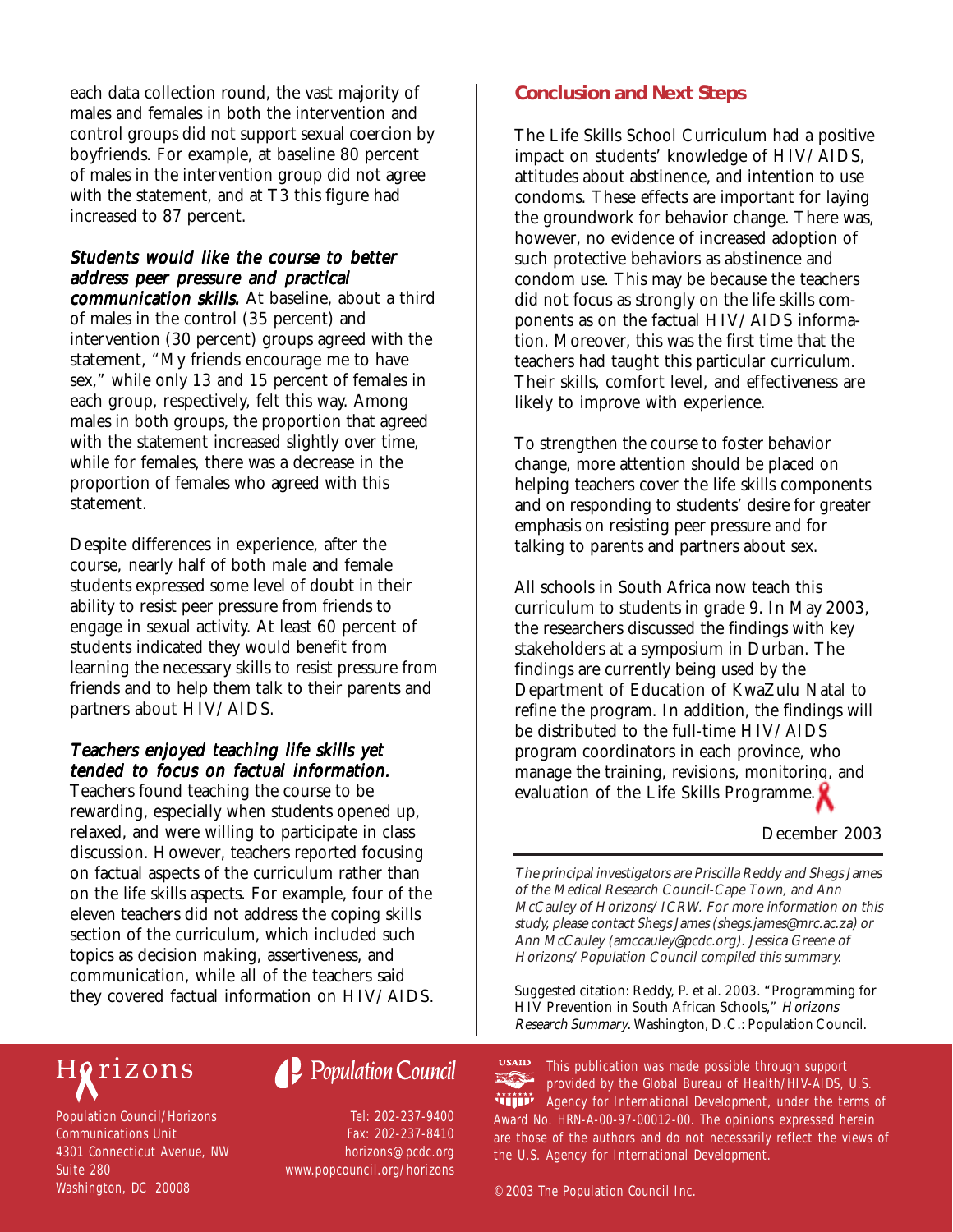each data collection round, the vast majority of males and females in both the intervention and control groups did not support sexual coercion by boyfriends. For example, at baseline 80 percent of males in the intervention group did not agree with the statement, and at T3 this figure had increased to 87 percent.

***Students would like the course to better address peer pressure and practical communication skills.*** At baseline, about a third of males in the control (35 percent) and intervention (30 percent) groups agreed with the statement, "My friends encourage me to have sex," while only 13 and 15 percent of females in each group, respectively, felt this way. Among males in both groups, the proportion that agreed with the statement increased slightly over time, while for females, there was a decrease in the proportion of females who agreed with this statement.

Despite differences in experience, after the course, nearly half of both male and female students expressed some level of doubt in their ability to resist peer pressure from friends to engage in sexual activity. At least 60 percent of students indicated they would benefit from learning the necessary skills to resist pressure from friends and to help them talk to their parents and partners about HIV/AIDS.

***Teachers enjoyed teaching life skills yet tended to focus on factual information.*** Teachers found teaching the course to be rewarding, especially when students opened up, relaxed, and were willing to participate in class discussion. However, teachers reported focusing on factual aspects of the curriculum rather than on the life skills aspects. For example, four of the eleven teachers did not address the coping skills section of the curriculum, which included such topics as decision making, assertiveness, and communication, while all of the teachers said they covered factual information on HIV/AIDS.

## Conclusion and Next Steps

The Life Skills School Curriculum had a positive impact on students' knowledge of HIV/AIDS, attitudes about abstinence, and intention to use condoms. These effects are important for laying the groundwork for behavior change. There was, however, no evidence of increased adoption of such protective behaviors as abstinence and condom use. This may be because the teachers did not focus as strongly on the life skills components as on the factual HIV/AIDS information. Moreover, this was the first time that the teachers had taught this particular curriculum. Their skills, comfort level, and effectiveness are likely to improve with experience.

To strengthen the course to foster behavior change, more attention should be placed on helping teachers cover the life skills components and on responding to students' desire for greater emphasis on resisting peer pressure and for talking to parents and partners about sex.

All schools in South Africa now teach this curriculum to students in grade 9. In May 2003, the researchers discussed the findings with key stakeholders at a symposium in Durban. The findings are currently being used by the Department of Education of KwaZulu Natal to refine the program. In addition, the findings will be distributed to the full-time HIV/AIDS program coordinators in each province, who manage the training, revisions, monitoring, and evaluation of the Life Skills Programme.

December 2003

*The principal investigators are Priscilla Reddy and Shegs James of the Medical Research Council-Cape Town, and Ann McCauley of Horizons/ICRW. For more information on this study, please contact Shegs James (shegs.james@mrc.ac.za) or Ann McCauley (amccauley@pcdc.org). Jessica Greene of Horizons/Population Council compiled this summary.*

Suggested citation: Reddy, P. et al. 2003. "Programming for HIV Prevention in South African Schools," *Horizons Research Summary*. Washington, D.C.: Population Council.

Horizons

Population Council

Population Council/Horizons
Communications Unit
4301 Connecticut Avenue, NW
Suite 280
Washington, DC 20008

Tel: 202-237-9400
Fax: 202-237-8410
horizons@pcdc.org
www.popcouncil.org/horizons

This publication was made possible through support provided by the Global Bureau of Health/HIV-AIDS, U.S. Agency for International Development, under the terms of Award No. HRN-A-00-97-00012-00. The opinions expressed herein are those of the authors and do not necessarily reflect the views of the U.S. Agency for International Development.

© 2003 The Population Council Inc.